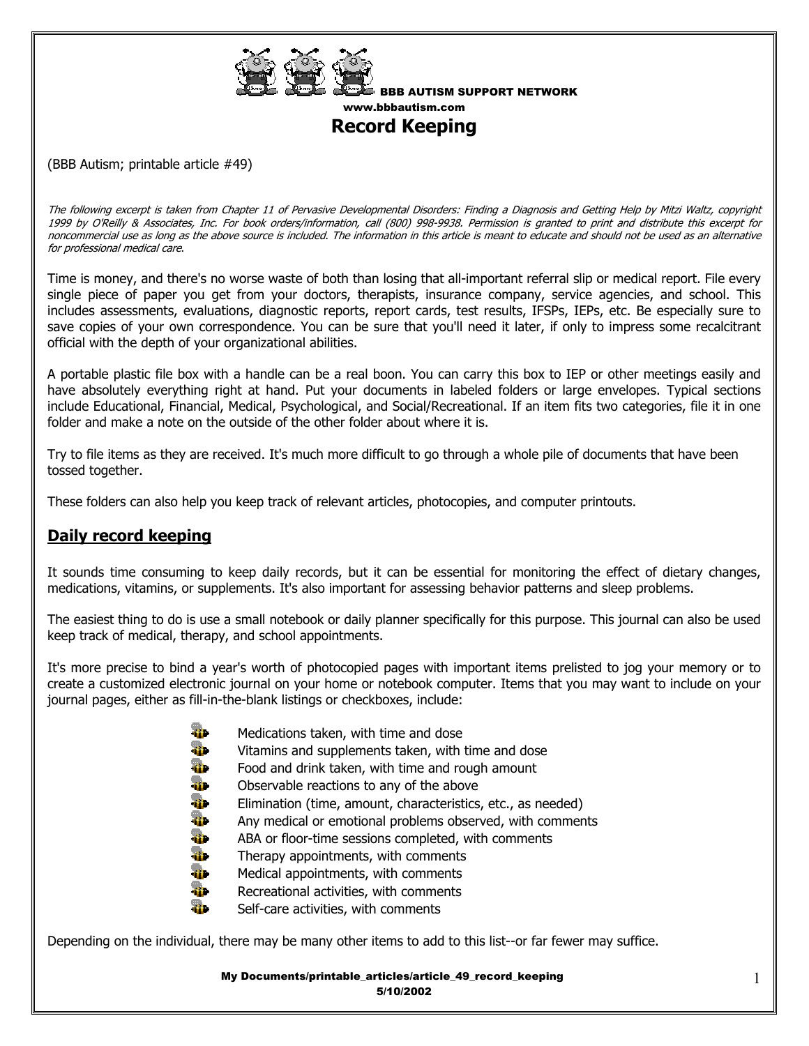BBB AUTISM SUPPORT NETWORK
www.bbbautism.com

# Record Keeping

(BBB Autism; printable article #49)

*The following excerpt is taken from Chapter 11 of Pervasive Developmental Disorders: Finding a Diagnosis and Getting Help by Mitzi Waltz, copyright 1999 by O'Reilly & Associates, Inc. For book orders/information, call (800) 998-9938. Permission is granted to print and distribute this excerpt for noncommercial use as long as the above source is included. The information in this article is meant to educate and should not be used as an alternative for professional medical care.*

Time is money, and there's no worse waste of both than losing that all-important referral slip or medical report. File every single piece of paper you get from your doctors, therapists, insurance company, service agencies, and school. This includes assessments, evaluations, diagnostic reports, report cards, test results, IFSPs, IEPs, etc. Be especially sure to save copies of your own correspondence. You can be sure that you'll need it later, if only to impress some recalcitrant official with the depth of your organizational abilities.

A portable plastic file box with a handle can be a real boon. You can carry this box to IEP or other meetings easily and have absolutely everything right at hand. Put your documents in labeled folders or large envelopes. Typical sections include Educational, Financial, Medical, Psychological, and Social/Recreational. If an item fits two categories, file it in one folder and make a note on the outside of the other folder about where it is.

Try to file items as they are received. It's much more difficult to go through a whole pile of documents that have been tossed together.

These folders can also help you keep track of relevant articles, photocopies, and computer printouts.

## Daily record keeping

It sounds time consuming to keep daily records, but it can be essential for monitoring the effect of dietary changes, medications, vitamins, or supplements. It's also important for assessing behavior patterns and sleep problems.

The easiest thing to do is use a small notebook or daily planner specifically for this purpose. This journal can also be used keep track of medical, therapy, and school appointments.

It's more precise to bind a year's worth of photocopied pages with important items prelisted to jog your memory or to create a customized electronic journal on your home or notebook computer. Items that you may want to include on your journal pages, either as fill-in-the-blank listings or checkboxes, include:

- Medications taken, with time and dose
- Vitamins and supplements taken, with time and dose
- Food and drink taken, with time and rough amount
- Observable reactions to any of the above
- Elimination (time, amount, characteristics, etc., as needed)
- Any medical or emotional problems observed, with comments
- ABA or floor-time sessions completed, with comments
- Therapy appointments, with comments
- Medical appointments, with comments
- Recreational activities, with comments
- Self-care activities, with comments

Depending on the individual, there may be many other items to add to this list--or far fewer may suffice.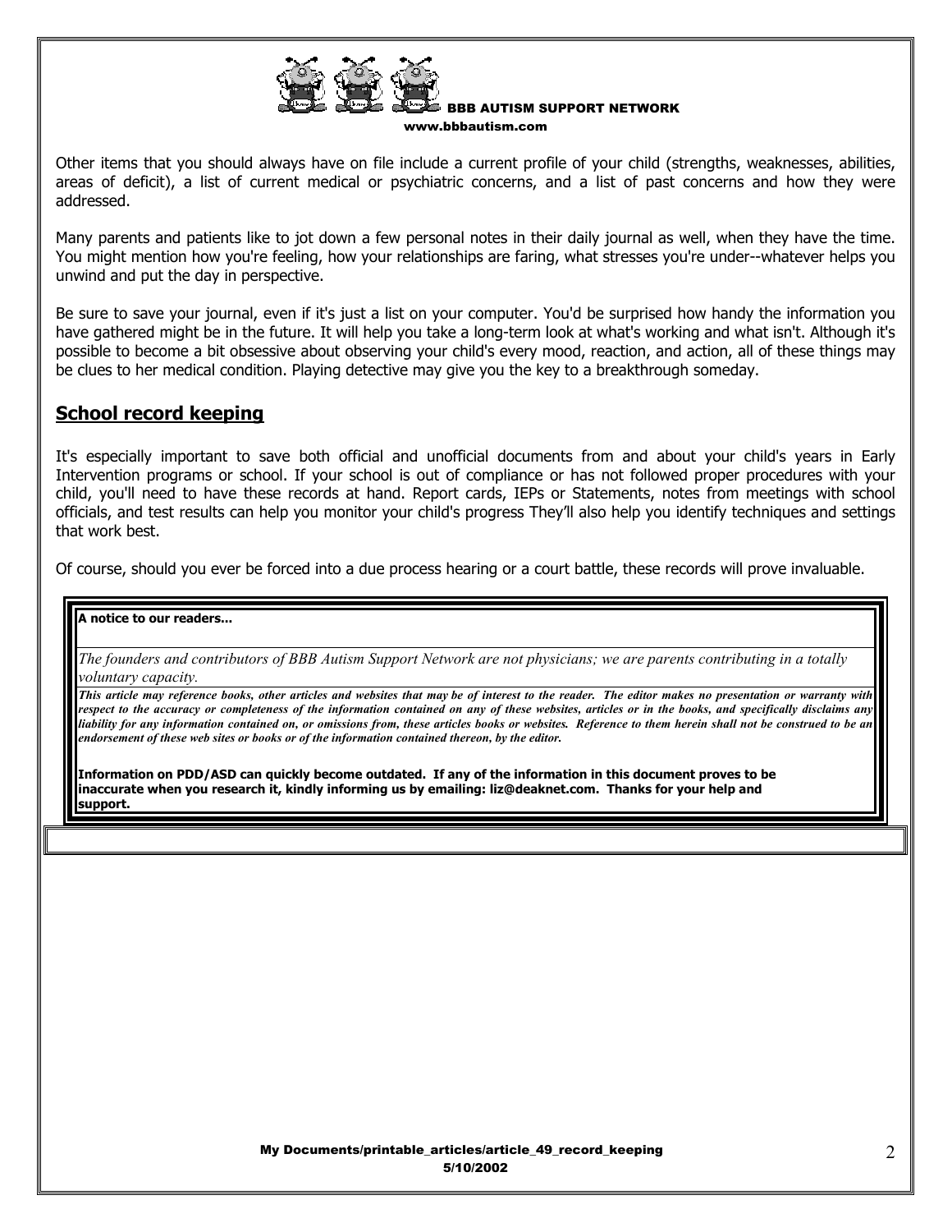Other items that you should always have on file include a current profile of your child (strengths, weaknesses, abilities, areas of deficit), a list of current medical or psychiatric concerns, and a list of past concerns and how they were addressed.

Many parents and patients like to jot down a few personal notes in their daily journal as well, when they have the time. You might mention how you're feeling, how your relationships are faring, what stresses you're under--whatever helps you unwind and put the day in perspective.

Be sure to save your journal, even if it's just a list on your computer. You'd be surprised how handy the information you have gathered might be in the future. It will help you take a long-term look at what's working and what isn't. Although it's possible to become a bit obsessive about observing your child's every mood, reaction, and action, all of these things may be clues to her medical condition. Playing detective may give you the key to a breakthrough someday.

## School record keeping

It's especially important to save both official and unofficial documents from and about your child's years in Early Intervention programs or school. If your school is out of compliance or has not followed proper procedures with your child, you'll need to have these records at hand. Report cards, IEPs or Statements, notes from meetings with school officials, and test results can help you monitor your child's progress They'll also help you identify techniques and settings that work best.

Of course, should you ever be forced into a due process hearing or a court battle, these records will prove invaluable.

**A notice to our readers...**

*The founders and contributors of BBB Autism Support Network are not physicians; we are parents contributing in a totally voluntary capacity.*

***This article may reference books, other articles and websites that may be of interest to the reader. The editor makes no presentation or warranty with respect to the accuracy or completeness of the information contained on any of these websites, articles or in the books, and specifically disclaims any liability for any information contained on, or omissions from, these articles books or websites. Reference to them herein shall not be construed to be an endorsement of these web sites or books or of the information contained thereon, by the editor.***

**Information on PDD/ASD can quickly become outdated. If any of the information in this document proves to be inaccurate when you research it, kindly informing us by emailing: liz@deaknet.com. Thanks for your help and support.**